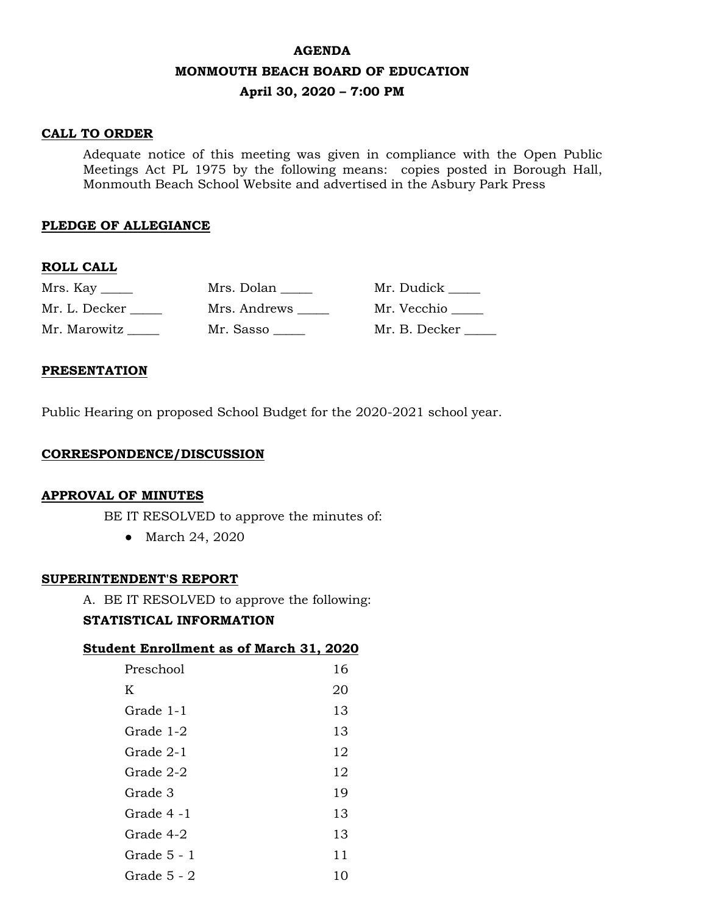**AGENDA**

**MONMOUTH BEACH BOARD OF EDUCATION**

**April 30, 2020 – 7:00 PM**

**CALL TO ORDER**

Adequate notice of this meeting was given in compliance with the Open Public Meetings Act PL 1975 by the following means: copies posted in Borough Hall, Monmouth Beach School Website and advertised in the Asbury Park Press

**PLEDGE OF ALLEGIANCE**

**ROLL CALL**

| | | |
|---|---|---|
| Mrs. Kay _____ | Mrs. Dolan _____ | Mr. Dudick _____ |
| Mr. L. Decker _____ | Mrs. Andrews _____ | Mr. Vecchio _____ |
| Mr. Marowitz _____ | Mr. Sasso _____ | Mr. B. Decker _____ |

**PRESENTATION**

Public Hearing on proposed School Budget for the 2020-2021 school year.

**CORRESPONDENCE/DISCUSSION**

**APPROVAL OF MINUTES**

BE IT RESOLVED to approve the minutes of:

- March 24, 2020

**SUPERINTENDENT'S REPORT**

A. BE IT RESOLVED to approve the following:

**STATISTICAL INFORMATION**

**Student Enrollment as of March 31, 2020**

| | |
|---|---|
| Preschool | 16 |
| K | 20 |
| Grade 1-1 | 13 |
| Grade 1-2 | 13 |
| Grade 2-1 | 12 |
| Grade 2-2 | 12 |
| Grade 3 | 19 |
| Grade 4 -1 | 13 |
| Grade 4-2 | 13 |
| Grade 5 - 1 | 11 |
| Grade 5 - 2 | 10 |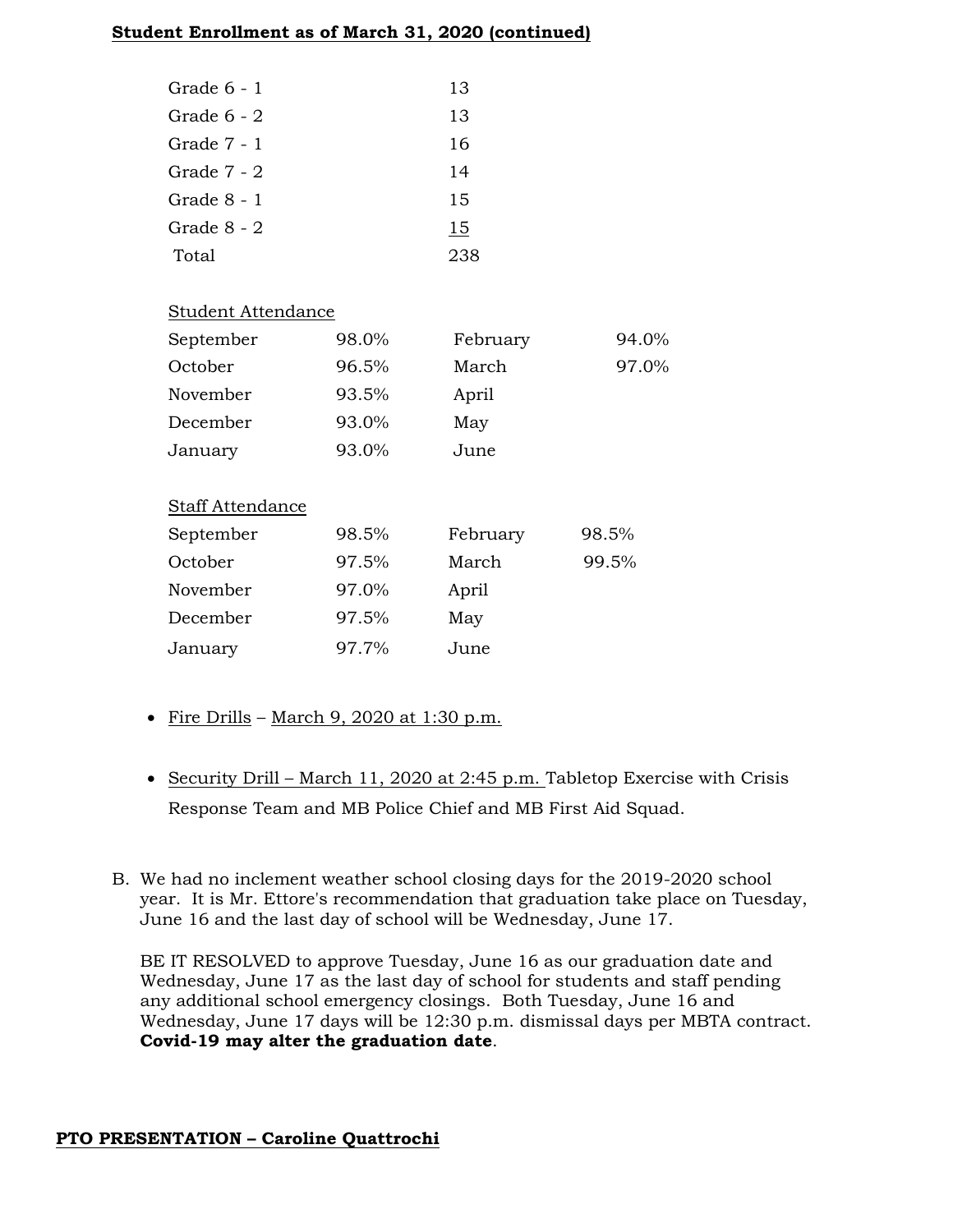**Student Enrollment as of March 31, 2020 (continued)**

| | |
|---|---|
| Grade 6 - 1 | 13 |
| Grade 6 - 2 | 13 |
| Grade 7 - 1 | 16 |
| Grade 7 - 2 | 14 |
| Grade 8 - 1 | 15 |
| Grade 8 - 2 | 15 |
| Total | 238 |

Student Attendance

| | | | |
|---|---|---|---|
| September | 98.0% | February | 94.0% |
| October | 96.5% | March | 97.0% |
| November | 93.5% | April | |
| December | 93.0% | May | |
| January | 93.0% | June | |

Staff Attendance

| | | | |
|---|---|---|---|
| September | 98.5% | February | 98.5% |
| October | 97.5% | March | 99.5% |
| November | 97.0% | April | |
| December | 97.5% | May | |
| January | 97.7% | June | |

- Fire Drills – March 9, 2020 at 1:30 p.m.
- Security Drill – March 11, 2020 at 2:45 p.m. Tabletop Exercise with Crisis Response Team and MB Police Chief and MB First Aid Squad.

B. We had no inclement weather school closing days for the 2019-2020 school year. It is Mr. Ettore's recommendation that graduation take place on Tuesday, June 16 and the last day of school will be Wednesday, June 17.

BE IT RESOLVED to approve Tuesday, June 16 as our graduation date and Wednesday, June 17 as the last day of school for students and staff pending any additional school emergency closings. Both Tuesday, June 16 and Wednesday, June 17 days will be 12:30 p.m. dismissal days per MBTA contract. **Covid-19 may alter the graduation date**.

**PTO PRESENTATION – Caroline Quattrochi**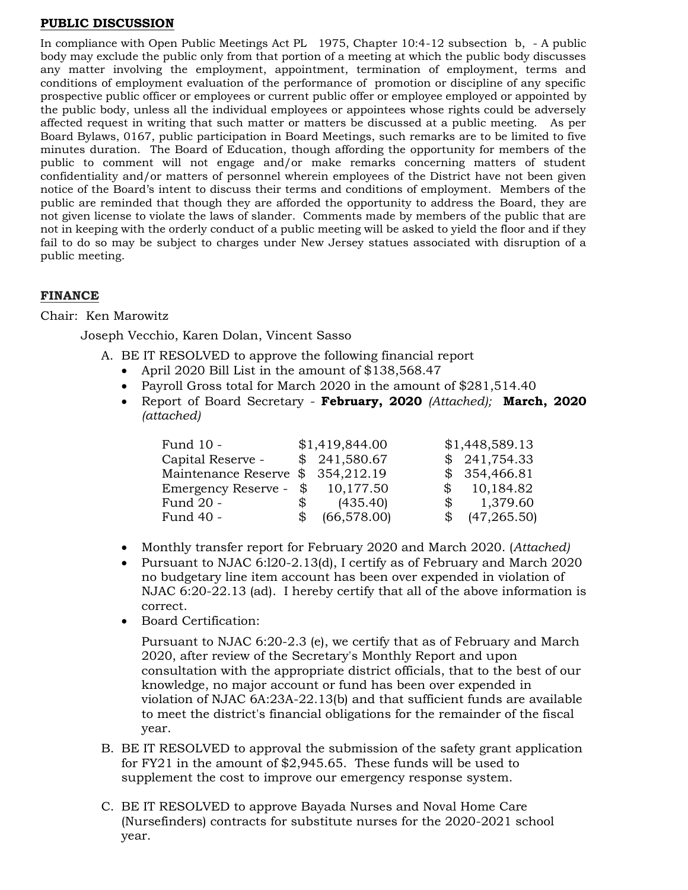**PUBLIC DISCUSSION**

In compliance with Open Public Meetings Act PL 1975, Chapter 10:4-12 subsection b, - A public body may exclude the public only from that portion of a meeting at which the public body discusses any matter involving the employment, appointment, termination of employment, terms and conditions of employment evaluation of the performance of promotion or discipline of any specific prospective public officer or employees or current public offer or employee employed or appointed by the public body, unless all the individual employees or appointees whose rights could be adversely affected request in writing that such matter or matters be discussed at a public meeting. As per Board Bylaws, 0167, public participation in Board Meetings, such remarks are to be limited to five minutes duration. The Board of Education, though affording the opportunity for members of the public to comment will not engage and/or make remarks concerning matters of student confidentiality and/or matters of personnel wherein employees of the District have not been given notice of the Board's intent to discuss their terms and conditions of employment. Members of the public are reminded that though they are afforded the opportunity to address the Board, they are not given license to violate the laws of slander. Comments made by members of the public that are not in keeping with the orderly conduct of a public meeting will be asked to yield the floor and if they fail to do so may be subject to charges under New Jersey statues associated with disruption of a public meeting.

**FINANCE**

Chair: Ken Marowitz

Joseph Vecchio, Karen Dolan, Vincent Sasso

A. BE IT RESOLVED to approve the following financial report
   - April 2020 Bill List in the amount of $138,568.47
   - Payroll Gross total for March 2020 in the amount of $281,514.40
   - Report of Board Secretary - **February, 2020** *(Attached)*; **March, 2020** *(attached)*

     | | February, 2020 | March, 2020 |
     |---|---|---|
     | Fund 10 - | $1,419,844.00 | $1,448,589.13 |
     | Capital Reserve - | $ 241,580.67 | $ 241,754.33 |
     | Maintenance Reserve | $ 354,212.19 | $ 354,466.81 |
     | Emergency Reserve - | $ 10,177.50 | $ 10,184.82 |
     | Fund 20 - | $ (435.40) | $ 1,379.60 |
     | Fund 40 - | $ (66,578.00) | $ (47,265.50) |

   - Monthly transfer report for February 2020 and March 2020. (*Attached)*
   - Pursuant to NJAC 6:l20-2.13(d), I certify as of February and March 2020 no budgetary line item account has been over expended in violation of NJAC 6:20-22.13 (ad). I hereby certify that all of the above information is correct.
   - Board Certification:

     Pursuant to NJAC 6:20-2.3 (e), we certify that as of February and March 2020, after review of the Secretary's Monthly Report and upon consultation with the appropriate district officials, that to the best of our knowledge, no major account or fund has been over expended in violation of NJAC 6A:23A-22.13(b) and that sufficient funds are available to meet the district's financial obligations for the remainder of the fiscal year.

B. BE IT RESOLVED to approval the submission of the safety grant application for FY21 in the amount of $2,945.65. These funds will be used to supplement the cost to improve our emergency response system.

C. BE IT RESOLVED to approve Bayada Nurses and Noval Home Care (Nursefinders) contracts for substitute nurses for the 2020-2021 school year.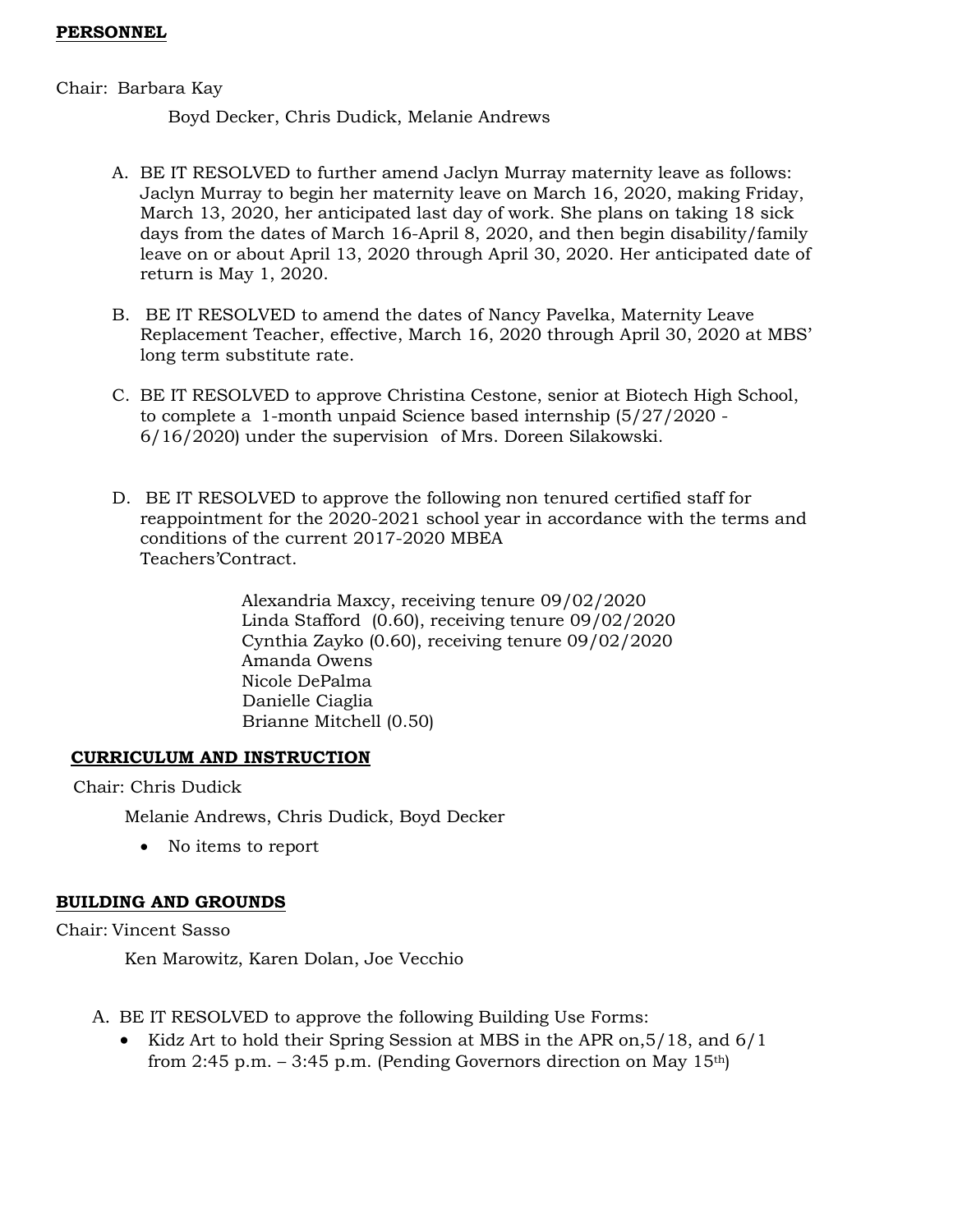**PERSONNEL**

Chair: Barbara Kay

Boyd Decker, Chris Dudick, Melanie Andrews

A. BE IT RESOLVED to further amend Jaclyn Murray maternity leave as follows: Jaclyn Murray to begin her maternity leave on March 16, 2020, making Friday, March 13, 2020, her anticipated last day of work. She plans on taking 18 sick days from the dates of March 16-April 8, 2020, and then begin disability/family leave on or about April 13, 2020 through April 30, 2020. Her anticipated date of return is May 1, 2020.

B. BE IT RESOLVED to amend the dates of Nancy Pavelka, Maternity Leave Replacement Teacher, effective, March 16, 2020 through April 30, 2020 at MBS' long term substitute rate.

C. BE IT RESOLVED to approve Christina Cestone, senior at Biotech High School, to complete a 1-month unpaid Science based internship (5/27/2020 - 6/16/2020) under the supervision of Mrs. Doreen Silakowski.

D. BE IT RESOLVED to approve the following non tenured certified staff for reappointment for the 2020-2021 school year in accordance with the terms and conditions of the current 2017-2020 MBEA Teachers'Contract.

Alexandria Maxcy, receiving tenure 09/02/2020
Linda Stafford (0.60), receiving tenure 09/02/2020
Cynthia Zayko (0.60), receiving tenure 09/02/2020
Amanda Owens
Nicole DePalma
Danielle Ciaglia
Brianne Mitchell (0.50)

**CURRICULUM AND INSTRUCTION**

Chair: Chris Dudick

Melanie Andrews, Chris Dudick, Boyd Decker

- No items to report

**BUILDING AND GROUNDS**

Chair: Vincent Sasso

Ken Marowitz, Karen Dolan, Joe Vecchio

A. BE IT RESOLVED to approve the following Building Use Forms:
   - Kidz Art to hold their Spring Session at MBS in the APR on,5/18, and 6/1 from 2:45 p.m. – 3:45 p.m. (Pending Governors direction on May 15th)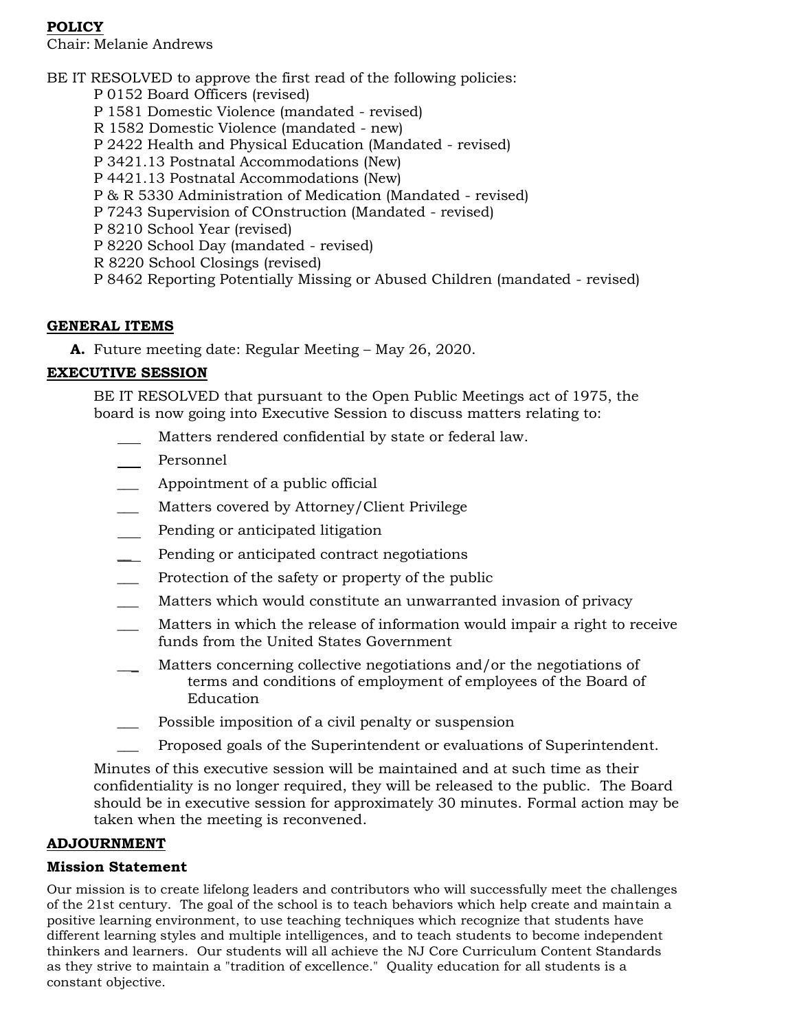**POLICY**

Chair: Melanie Andrews

BE IT RESOLVED to approve the first read of the following policies:

- P 0152 Board Officers (revised)
- P 1581 Domestic Violence (mandated - revised)
- R 1582 Domestic Violence (mandated - new)
- P 2422 Health and Physical Education (Mandated - revised)
- P 3421.13 Postnatal Accommodations (New)
- P 4421.13 Postnatal Accommodations (New)
- P & R 5330 Administration of Medication (Mandated - revised)
- P 7243 Supervision of COnstruction (Mandated - revised)
- P 8210 School Year (revised)
- P 8220 School Day (mandated - revised)
- R 8220 School Closings (revised)
- P 8462 Reporting Potentially Missing or Abused Children (mandated - revised)

**GENERAL ITEMS**

**A.** Future meeting date: Regular Meeting – May 26, 2020.

**EXECUTIVE SESSION**

BE IT RESOLVED that pursuant to the Open Public Meetings act of 1975, the board is now going into Executive Session to discuss matters relating to:

- ___ Matters rendered confidential by state or federal law.
- ___ Personnel
- ___ Appointment of a public official
- ___ Matters covered by Attorney/Client Privilege
- ___ Pending or anticipated litigation
- ___ Pending or anticipated contract negotiations
- ___ Protection of the safety or property of the public
- ___ Matters which would constitute an unwarranted invasion of privacy
- ___ Matters in which the release of information would impair a right to receive funds from the United States Government
- ___ Matters concerning collective negotiations and/or the negotiations of terms and conditions of employment of employees of the Board of Education
- ___ Possible imposition of a civil penalty or suspension
- ___ Proposed goals of the Superintendent or evaluations of Superintendent.

Minutes of this executive session will be maintained and at such time as their confidentiality is no longer required, they will be released to the public. The Board should be in executive session for approximately 30 minutes. Formal action may be taken when the meeting is reconvened.

**ADJOURNMENT**

**Mission Statement**

Our mission is to create lifelong leaders and contributors who will successfully meet the challenges of the 21st century. The goal of the school is to teach behaviors which help create and maintain a positive learning environment, to use teaching techniques which recognize that students have different learning styles and multiple intelligences, and to teach students to become independent thinkers and learners. Our students will all achieve the NJ Core Curriculum Content Standards as they strive to maintain a "tradition of excellence." Quality education for all students is a constant objective.